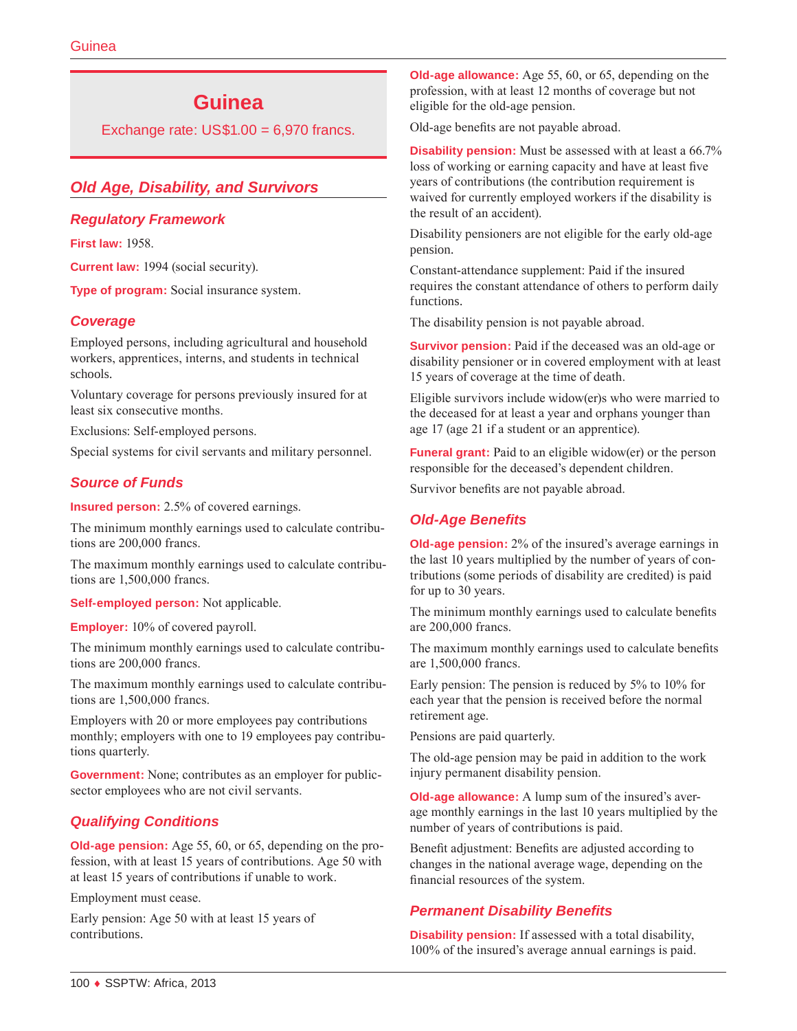# Guinea

Exchange rate: US$1.00 = 6,970 francs.

## Old Age, Disability, and Survivors

### Regulatory Framework

**First law:** 1958.

**Current law:** 1994 (social security).

**Type of program:** Social insurance system.

### Coverage

Employed persons, including agricultural and household workers, apprentices, interns, and students in technical schools.

Voluntary coverage for persons previously insured for at least six consecutive months.

Exclusions: Self-employed persons.

Special systems for civil servants and military personnel.

### Source of Funds

**Insured person:** 2.5% of covered earnings.

The minimum monthly earnings used to calculate contributions are 200,000 francs.

The maximum monthly earnings used to calculate contributions are 1,500,000 francs.

**Self-employed person:** Not applicable.

**Employer:** 10% of covered payroll.

The minimum monthly earnings used to calculate contributions are 200,000 francs.

The maximum monthly earnings used to calculate contributions are 1,500,000 francs.

Employers with 20 or more employees pay contributions monthly; employers with one to 19 employees pay contributions quarterly.

**Government:** None; contributes as an employer for public-sector employees who are not civil servants.

### Qualifying Conditions

**Old-age pension:** Age 55, 60, or 65, depending on the profession, with at least 15 years of contributions. Age 50 with at least 15 years of contributions if unable to work.

Employment must cease.

Early pension: Age 50 with at least 15 years of contributions.

**Old-age allowance:** Age 55, 60, or 65, depending on the profession, with at least 12 months of coverage but not eligible for the old-age pension.

Old-age benefits are not payable abroad.

**Disability pension:** Must be assessed with at least a 66.7% loss of working or earning capacity and have at least five years of contributions (the contribution requirement is waived for currently employed workers if the disability is the result of an accident).

Disability pensioners are not eligible for the early old-age pension.

Constant-attendance supplement: Paid if the insured requires the constant attendance of others to perform daily functions.

The disability pension is not payable abroad.

**Survivor pension:** Paid if the deceased was an old-age or disability pensioner or in covered employment with at least 15 years of coverage at the time of death.

Eligible survivors include widow(er)s who were married to the deceased for at least a year and orphans younger than age 17 (age 21 if a student or an apprentice).

**Funeral grant:** Paid to an eligible widow(er) or the person responsible for the deceased's dependent children.

Survivor benefits are not payable abroad.

### Old-Age Benefits

**Old-age pension:** 2% of the insured's average earnings in the last 10 years multiplied by the number of years of contributions (some periods of disability are credited) is paid for up to 30 years.

The minimum monthly earnings used to calculate benefits are 200,000 francs.

The maximum monthly earnings used to calculate benefits are 1,500,000 francs.

Early pension: The pension is reduced by 5% to 10% for each year that the pension is received before the normal retirement age.

Pensions are paid quarterly.

The old-age pension may be paid in addition to the work injury permanent disability pension.

**Old-age allowance:** A lump sum of the insured's average monthly earnings in the last 10 years multiplied by the number of years of contributions is paid.

Benefit adjustment: Benefits are adjusted according to changes in the national average wage, depending on the financial resources of the system.

### Permanent Disability Benefits

**Disability pension:** If assessed with a total disability, 100% of the insured's average annual earnings is paid.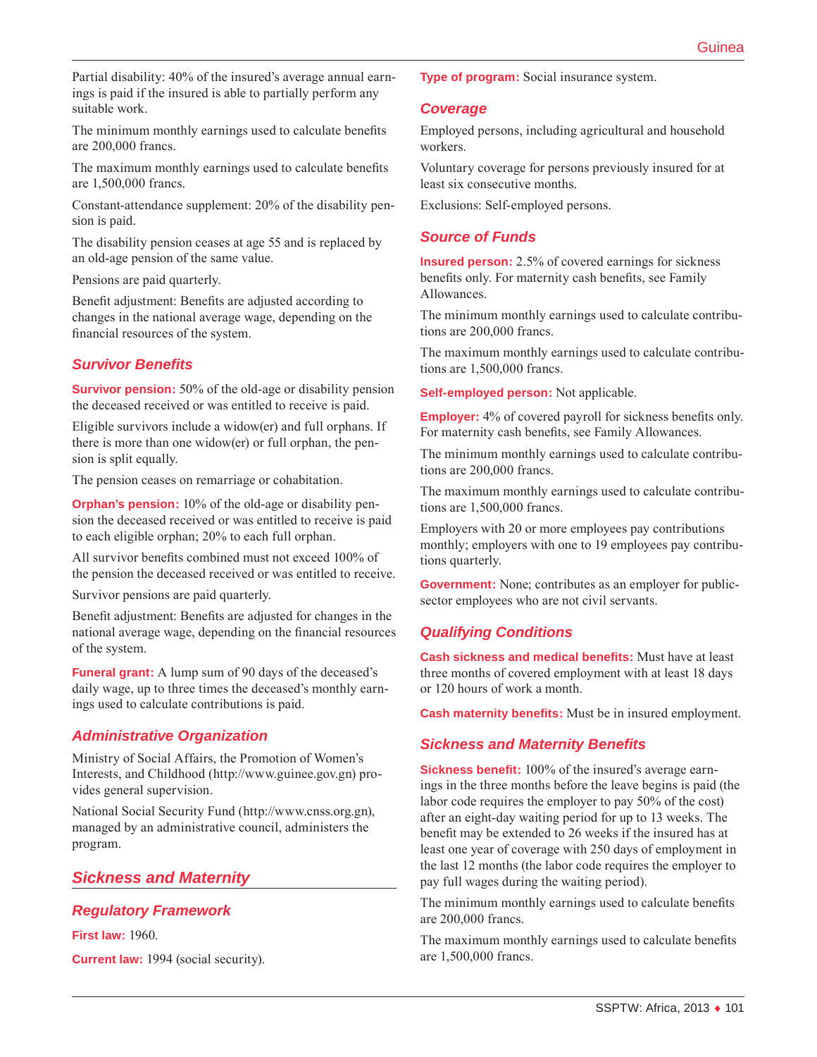Partial disability: 40% of the insured's average annual earnings is paid if the insured is able to partially perform any suitable work.

The minimum monthly earnings used to calculate benefits are 200,000 francs.

The maximum monthly earnings used to calculate benefits are 1,500,000 francs.

Constant-attendance supplement: 20% of the disability pension is paid.

The disability pension ceases at age 55 and is replaced by an old-age pension of the same value.

Pensions are paid quarterly.

Benefit adjustment: Benefits are adjusted according to changes in the national average wage, depending on the financial resources of the system.

### Survivor Benefits

**Survivor pension:** 50% of the old-age or disability pension the deceased received or was entitled to receive is paid.

Eligible survivors include a widow(er) and full orphans. If there is more than one widow(er) or full orphan, the pension is split equally.

The pension ceases on remarriage or cohabitation.

**Orphan's pension:** 10% of the old-age or disability pension the deceased received or was entitled to receive is paid to each eligible orphan; 20% to each full orphan.

All survivor benefits combined must not exceed 100% of the pension the deceased received or was entitled to receive.

Survivor pensions are paid quarterly.

Benefit adjustment: Benefits are adjusted for changes in the national average wage, depending on the financial resources of the system.

**Funeral grant:** A lump sum of 90 days of the deceased's daily wage, up to three times the deceased's monthly earnings used to calculate contributions is paid.

### Administrative Organization

Ministry of Social Affairs, the Promotion of Women's Interests, and Childhood (http://www.guinee.gov.gn) provides general supervision.

National Social Security Fund (http://www.cnss.org.gn), managed by an administrative council, administers the program.

## Sickness and Maternity

### Regulatory Framework

**First law:** 1960.

**Current law:** 1994 (social security).

**Type of program:** Social insurance system.

### Coverage

Employed persons, including agricultural and household workers.

Voluntary coverage for persons previously insured for at least six consecutive months.

Exclusions: Self-employed persons.

### Source of Funds

**Insured person:** 2.5% of covered earnings for sickness benefits only. For maternity cash benefits, see Family Allowances.

The minimum monthly earnings used to calculate contributions are 200,000 francs.

The maximum monthly earnings used to calculate contributions are 1,500,000 francs.

**Self-employed person:** Not applicable.

**Employer:** 4% of covered payroll for sickness benefits only. For maternity cash benefits, see Family Allowances.

The minimum monthly earnings used to calculate contributions are 200,000 francs.

The maximum monthly earnings used to calculate contributions are 1,500,000 francs.

Employers with 20 or more employees pay contributions monthly; employers with one to 19 employees pay contributions quarterly.

**Government:** None; contributes as an employer for public-sector employees who are not civil servants.

### Qualifying Conditions

**Cash sickness and medical benefits:** Must have at least three months of covered employment with at least 18 days or 120 hours of work a month.

**Cash maternity benefits:** Must be in insured employment.

### Sickness and Maternity Benefits

**Sickness benefit:** 100% of the insured's average earnings in the three months before the leave begins is paid (the labor code requires the employer to pay 50% of the cost) after an eight-day waiting period for up to 13 weeks. The benefit may be extended to 26 weeks if the insured has at least one year of coverage with 250 days of employment in the last 12 months (the labor code requires the employer to pay full wages during the waiting period).

The minimum monthly earnings used to calculate benefits are 200,000 francs.

The maximum monthly earnings used to calculate benefits are 1,500,000 francs.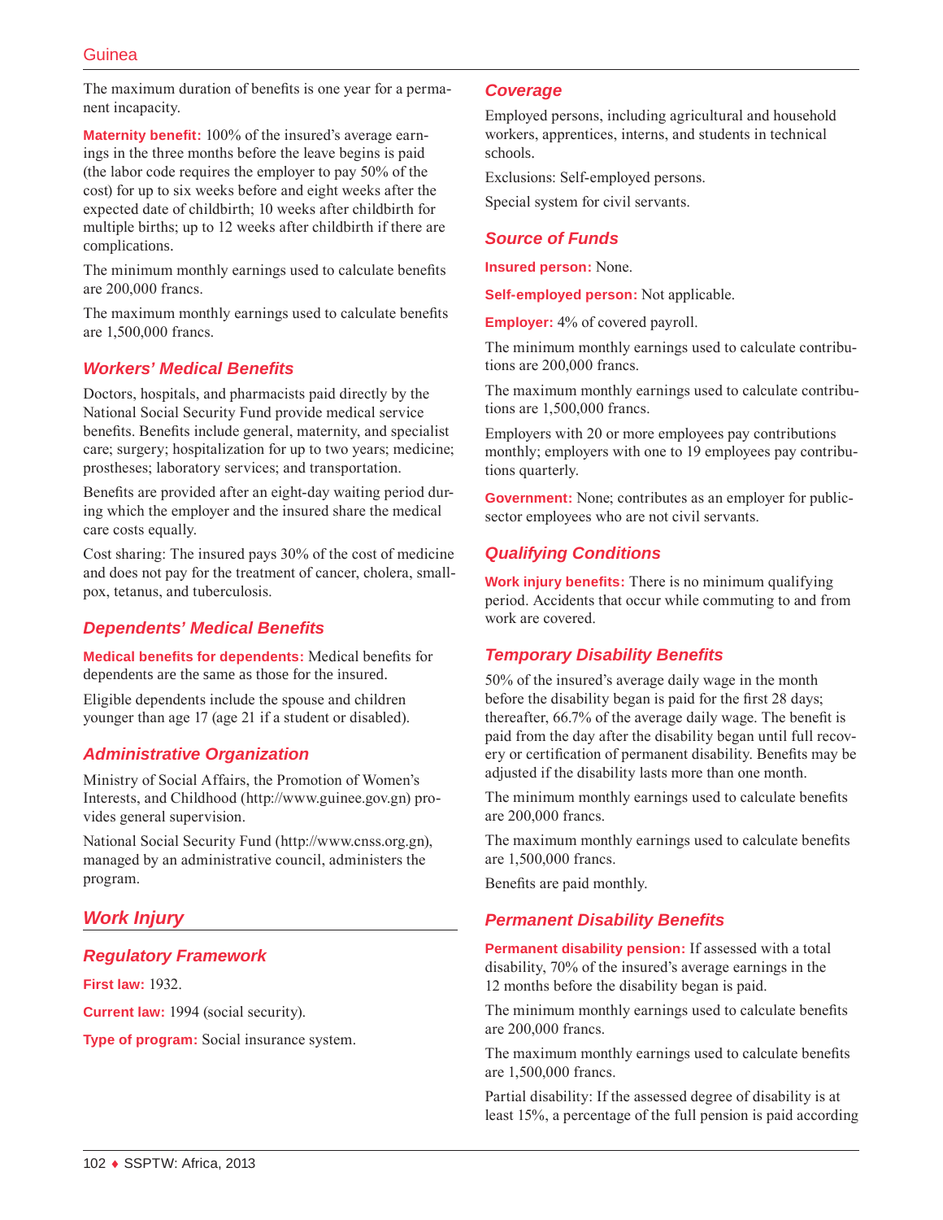The maximum duration of benefits is one year for a permanent incapacity.

**Maternity benefit:** 100% of the insured's average earnings in the three months before the leave begins is paid (the labor code requires the employer to pay 50% of the cost) for up to six weeks before and eight weeks after the expected date of childbirth; 10 weeks after childbirth for multiple births; up to 12 weeks after childbirth if there are complications.

The minimum monthly earnings used to calculate benefits are 200,000 francs.

The maximum monthly earnings used to calculate benefits are 1,500,000 francs.

### Workers' Medical Benefits

Doctors, hospitals, and pharmacists paid directly by the National Social Security Fund provide medical service benefits. Benefits include general, maternity, and specialist care; surgery; hospitalization for up to two years; medicine; prostheses; laboratory services; and transportation.

Benefits are provided after an eight-day waiting period during which the employer and the insured share the medical care costs equally.

Cost sharing: The insured pays 30% of the cost of medicine and does not pay for the treatment of cancer, cholera, smallpox, tetanus, and tuberculosis.

### Dependents' Medical Benefits

**Medical benefits for dependents:** Medical benefits for dependents are the same as those for the insured.

Eligible dependents include the spouse and children younger than age 17 (age 21 if a student or disabled).

### Administrative Organization

Ministry of Social Affairs, the Promotion of Women's Interests, and Childhood (http://www.guinee.gov.gn) provides general supervision.

National Social Security Fund (http://www.cnss.org.gn), managed by an administrative council, administers the program.

## Work Injury

### Regulatory Framework

**First law:** 1932.

**Current law:** 1994 (social security).

**Type of program:** Social insurance system.

### Coverage

Employed persons, including agricultural and household workers, apprentices, interns, and students in technical schools.

Exclusions: Self-employed persons.

Special system for civil servants.

### Source of Funds

**Insured person:** None.

**Self-employed person:** Not applicable.

**Employer:** 4% of covered payroll.

The minimum monthly earnings used to calculate contributions are 200,000 francs.

The maximum monthly earnings used to calculate contributions are 1,500,000 francs.

Employers with 20 or more employees pay contributions monthly; employers with one to 19 employees pay contributions quarterly.

**Government:** None; contributes as an employer for public-sector employees who are not civil servants.

### Qualifying Conditions

**Work injury benefits:** There is no minimum qualifying period. Accidents that occur while commuting to and from work are covered.

### Temporary Disability Benefits

50% of the insured's average daily wage in the month before the disability began is paid for the first 28 days; thereafter, 66.7% of the average daily wage. The benefit is paid from the day after the disability began until full recovery or certification of permanent disability. Benefits may be adjusted if the disability lasts more than one month.

The minimum monthly earnings used to calculate benefits are 200,000 francs.

The maximum monthly earnings used to calculate benefits are 1,500,000 francs.

Benefits are paid monthly.

### Permanent Disability Benefits

**Permanent disability pension:** If assessed with a total disability, 70% of the insured's average earnings in the 12 months before the disability began is paid.

The minimum monthly earnings used to calculate benefits are 200,000 francs.

The maximum monthly earnings used to calculate benefits are 1,500,000 francs.

Partial disability: If the assessed degree of disability is at least 15%, a percentage of the full pension is paid according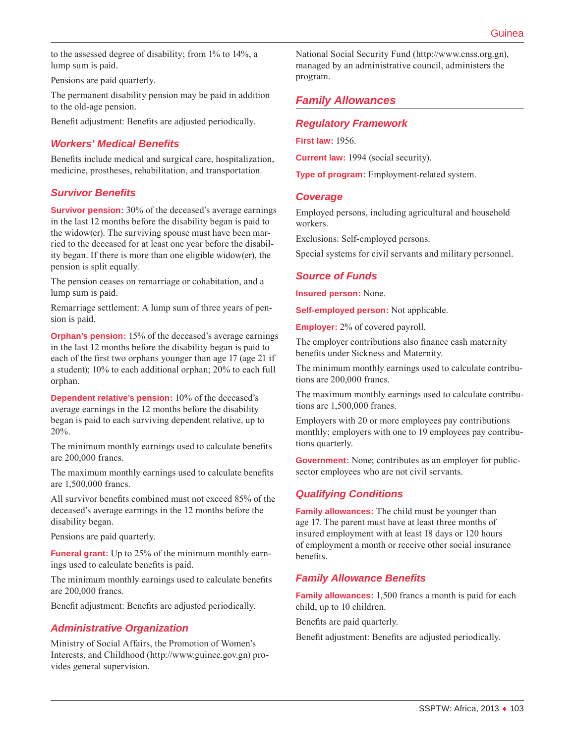to the assessed degree of disability; from 1% to 14%, a lump sum is paid.

Pensions are paid quarterly.

The permanent disability pension may be paid in addition to the old-age pension.

Benefit adjustment: Benefits are adjusted periodically.

### Workers' Medical Benefits

Benefits include medical and surgical care, hospitalization, medicine, prostheses, rehabilitation, and transportation.

### Survivor Benefits

**Survivor pension:** 30% of the deceased's average earnings in the last 12 months before the disability began is paid to the widow(er). The surviving spouse must have been married to the deceased for at least one year before the disability began. If there is more than one eligible widow(er), the pension is split equally.

The pension ceases on remarriage or cohabitation, and a lump sum is paid.

Remarriage settlement: A lump sum of three years of pension is paid.

**Orphan's pension:** 15% of the deceased's average earnings in the last 12 months before the disability began is paid to each of the first two orphans younger than age 17 (age 21 if a student); 10% to each additional orphan; 20% to each full orphan.

**Dependent relative's pension:** 10% of the deceased's average earnings in the 12 months before the disability began is paid to each surviving dependent relative, up to 20%.

The minimum monthly earnings used to calculate benefits are 200,000 francs.

The maximum monthly earnings used to calculate benefits are 1,500,000 francs.

All survivor benefits combined must not exceed 85% of the deceased's average earnings in the 12 months before the disability began.

Pensions are paid quarterly.

**Funeral grant:** Up to 25% of the minimum monthly earnings used to calculate benefits is paid.

The minimum monthly earnings used to calculate benefits are 200,000 francs.

Benefit adjustment: Benefits are adjusted periodically.

### Administrative Organization

Ministry of Social Affairs, the Promotion of Women's Interests, and Childhood (http://www.guinee.gov.gn) provides general supervision.

National Social Security Fund (http://www.cnss.org.gn), managed by an administrative council, administers the program.

## Family Allowances

### Regulatory Framework

**First law:** 1956.

**Current law:** 1994 (social security).

**Type of program:** Employment-related system.

### Coverage

Employed persons, including agricultural and household workers.

Exclusions: Self-employed persons.

Special systems for civil servants and military personnel.

### Source of Funds

**Insured person:** None.

**Self-employed person:** Not applicable.

**Employer:** 2% of covered payroll.

The employer contributions also finance cash maternity benefits under Sickness and Maternity.

The minimum monthly earnings used to calculate contributions are 200,000 francs.

The maximum monthly earnings used to calculate contributions are 1,500,000 francs.

Employers with 20 or more employees pay contributions monthly; employers with one to 19 employees pay contributions quarterly.

**Government:** None; contributes as an employer for public-sector employees who are not civil servants.

### Qualifying Conditions

**Family allowances:** The child must be younger than age 17. The parent must have at least three months of insured employment with at least 18 days or 120 hours of employment a month or receive other social insurance benefits.

### Family Allowance Benefits

**Family allowances:** 1,500 francs a month is paid for each child, up to 10 children.

Benefits are paid quarterly.

Benefit adjustment: Benefits are adjusted periodically.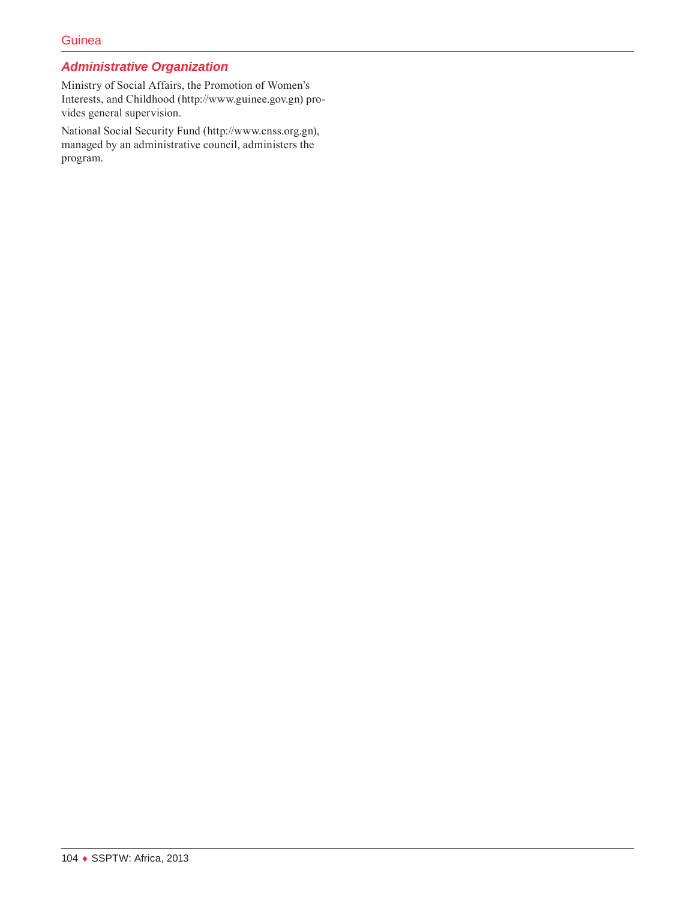## Administrative Organization

Ministry of Social Affairs, the Promotion of Women's Interests, and Childhood (http://www.guinee.gov.gn) provides general supervision.

National Social Security Fund (http://www.cnss.org.gn), managed by an administrative council, administers the program.